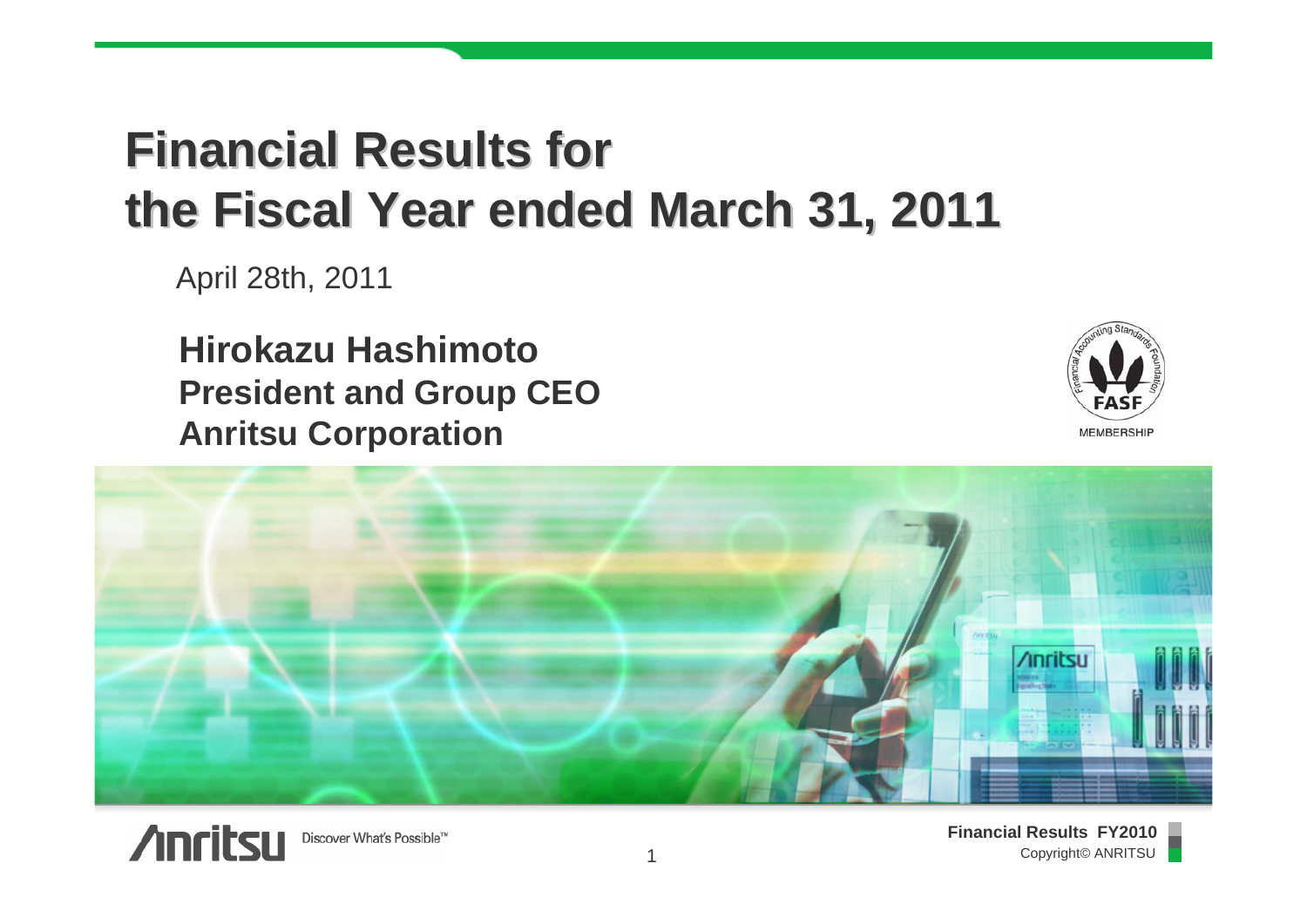# Financial Results for the Fiscal Year ended March 31, 2011

April 28th, 2011

**Hirokazu Hashimoto**
**President and Group CEO**
**Anritsu Corporation**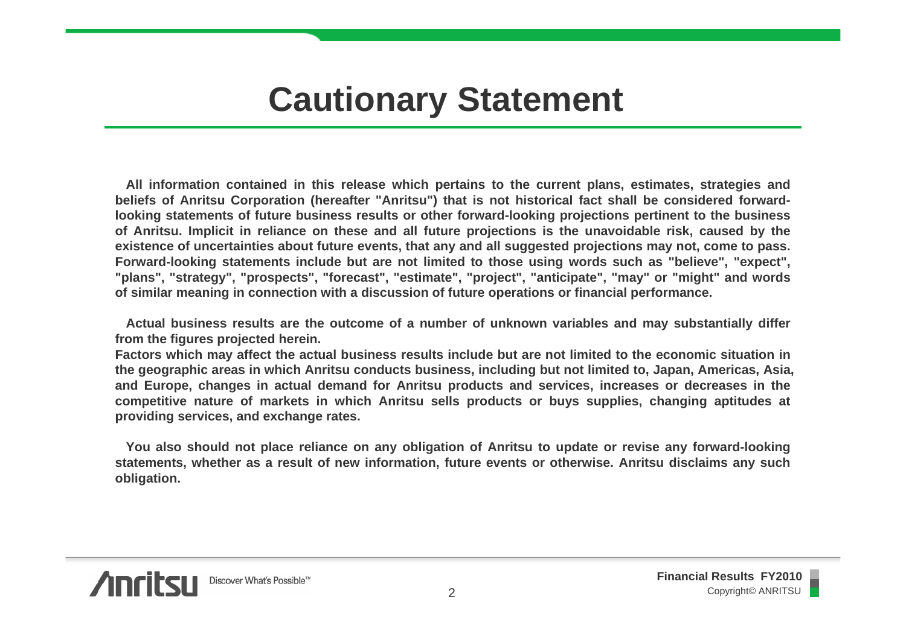# Cautionary Statement

**All information contained in this release which pertains to the current plans, estimates, strategies and beliefs of Anritsu Corporation (hereafter "Anritsu") that is not historical fact shall be considered forward-looking statements of future business results or other forward-looking projections pertinent to the business of Anritsu. Implicit in reliance on these and all future projections is the unavoidable risk, caused by the existence of uncertainties about future events, that any and all suggested projections may not, come to pass. Forward-looking statements include but are not limited to those using words such as "believe", "expect", "plans", "strategy", "prospects", "forecast", "estimate", "project", "anticipate", "may" or "might" and words of similar meaning in connection with a discussion of future operations or financial performance.**

**Actual business results are the outcome of a number of unknown variables and may substantially differ from the figures projected herein.**
**Factors which may affect the actual business results include but are not limited to the economic situation in the geographic areas in which Anritsu conducts business, including but not limited to, Japan, Americas, Asia, and Europe, changes in actual demand for Anritsu products and services, increases or decreases in the competitive nature of markets in which Anritsu sells products or buys supplies, changing aptitudes at providing services, and exchange rates.**

**You also should not place reliance on any obligation of Anritsu to update or revise any forward-looking statements, whether as a result of new information, future events or otherwise. Anritsu disclaims any such obligation.**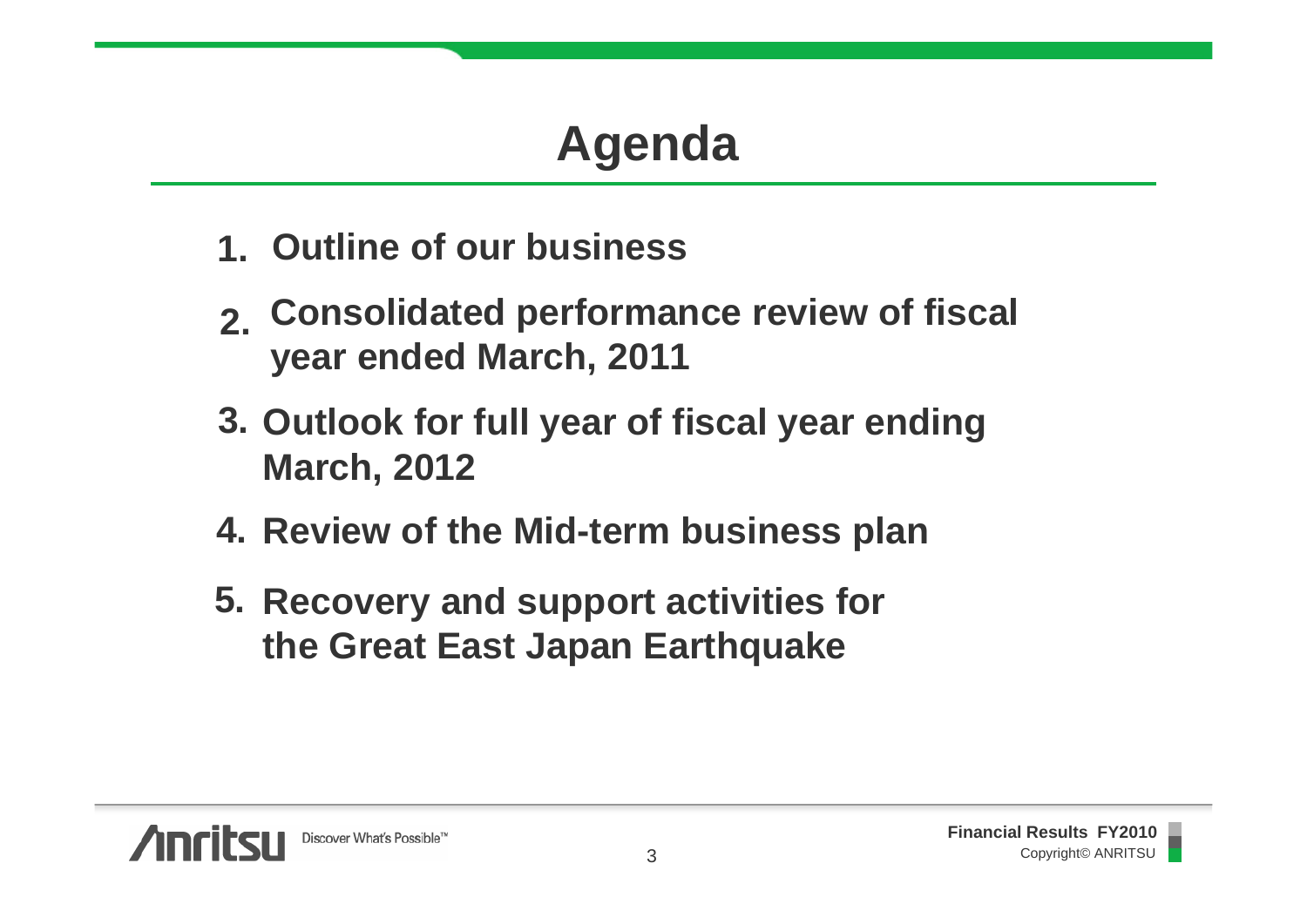# Agenda

1. Outline of our business
2. Consolidated performance review of fiscal year ended March, 2011
3. Outlook for full year of fiscal year ending March, 2012
4. Review of the Mid-term business plan
5. Recovery and support activities for the Great East Japan Earthquake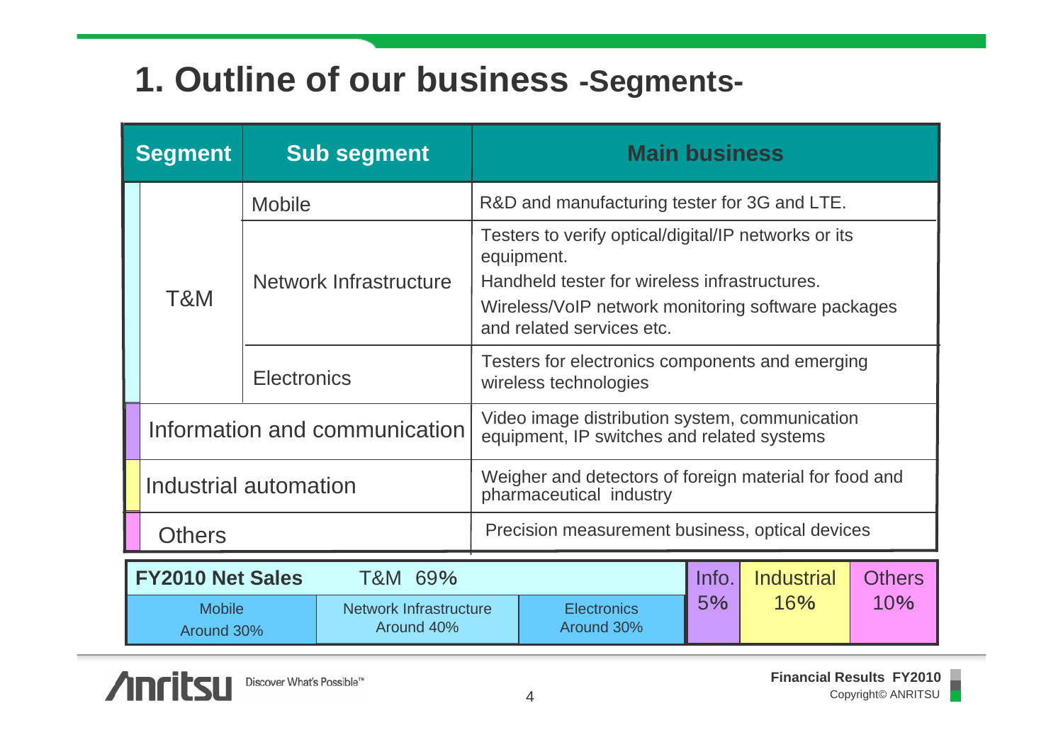# 1. Outline of our business -Segments-

| Segment | Sub segment | Main business |
|---|---|---|
| T&M | Mobile | R&D and manufacturing tester for 3G and LTE. |
| | Network Infrastructure | Testers to verify optical/digital/IP networks or its equipment. Handheld tester for wireless infrastructures. Wireless/VoIP network monitoring software packages and related services etc. |
| | Electronics | Testers for electronics components and emerging wireless technologies |
| Information and communication | | Video image distribution system, communication equipment, IP switches and related systems |
| Industrial automation | | Weigher and detectors of foreign material for food and pharmaceutical industry |
| Others | | Precision measurement business, optical devices |

| FY2010 Net Sales | T&M 69% | | Info. 5% | Industrial 16% | Others 10% |
|---|---|---|---|---|---|
| Mobile Around 30% | Network Infrastructure Around 40% | Electronics Around 30% | | | |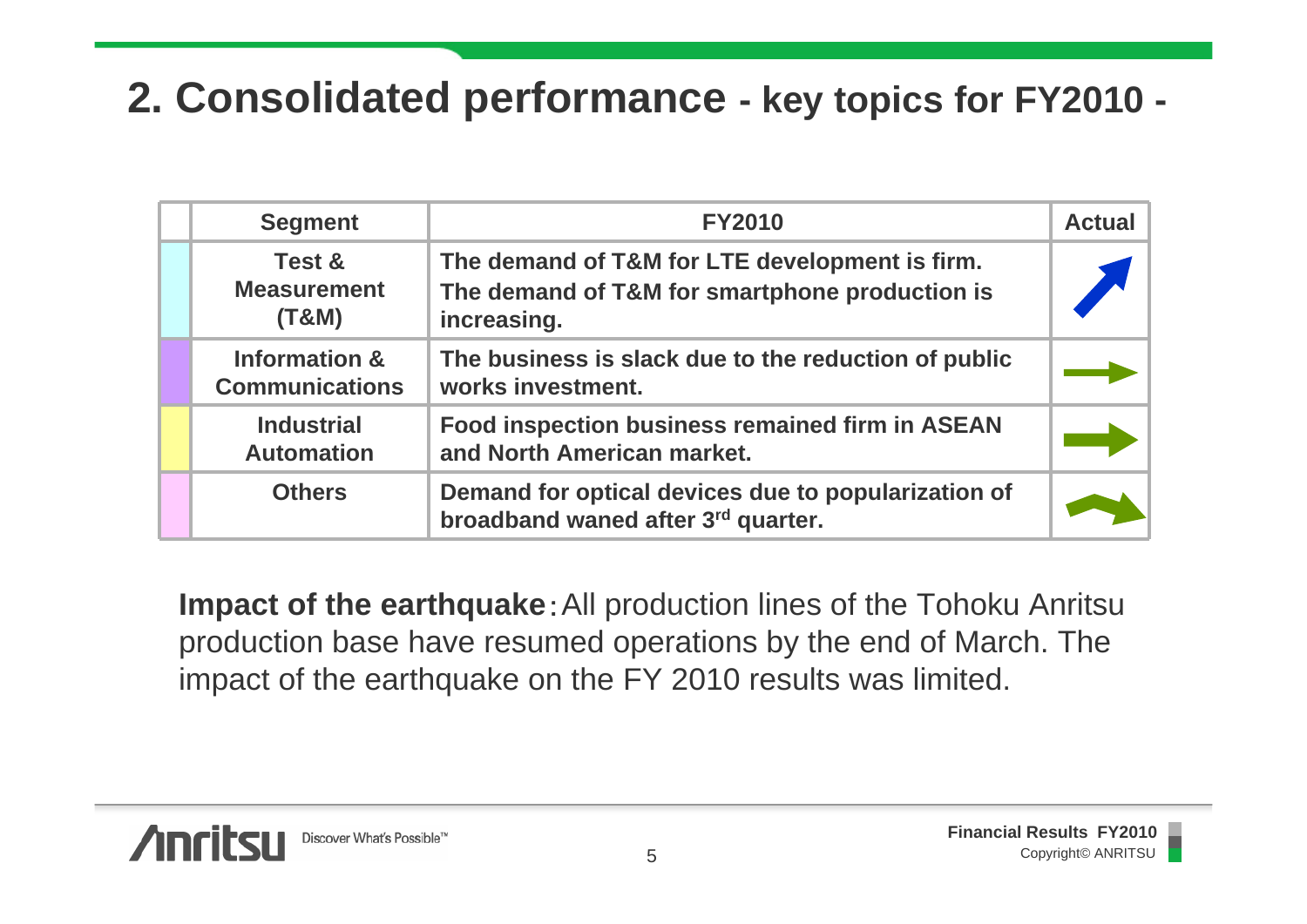# 2. Consolidated performance - key topics for FY2010 -

| | Segment | FY2010 | Actual |
|---|---|---|---|
| | Test & Measurement (T&M) | The demand of T&M for LTE development is firm. The demand of T&M for smartphone production is increasing. | ↗ |
| | Information & Communications | The business is slack due to the reduction of public works investment. | → |
| | Industrial Automation | Food inspection business remained firm in ASEAN and North American market. | → |
| | Others | Demand for optical devices due to popularization of broadband waned after 3rd quarter. | ↗↘ |

**Impact of the earthquake**：All production lines of the Tohoku Anritsu production base have resumed operations by the end of March. The impact of the earthquake on the FY 2010 results was limited.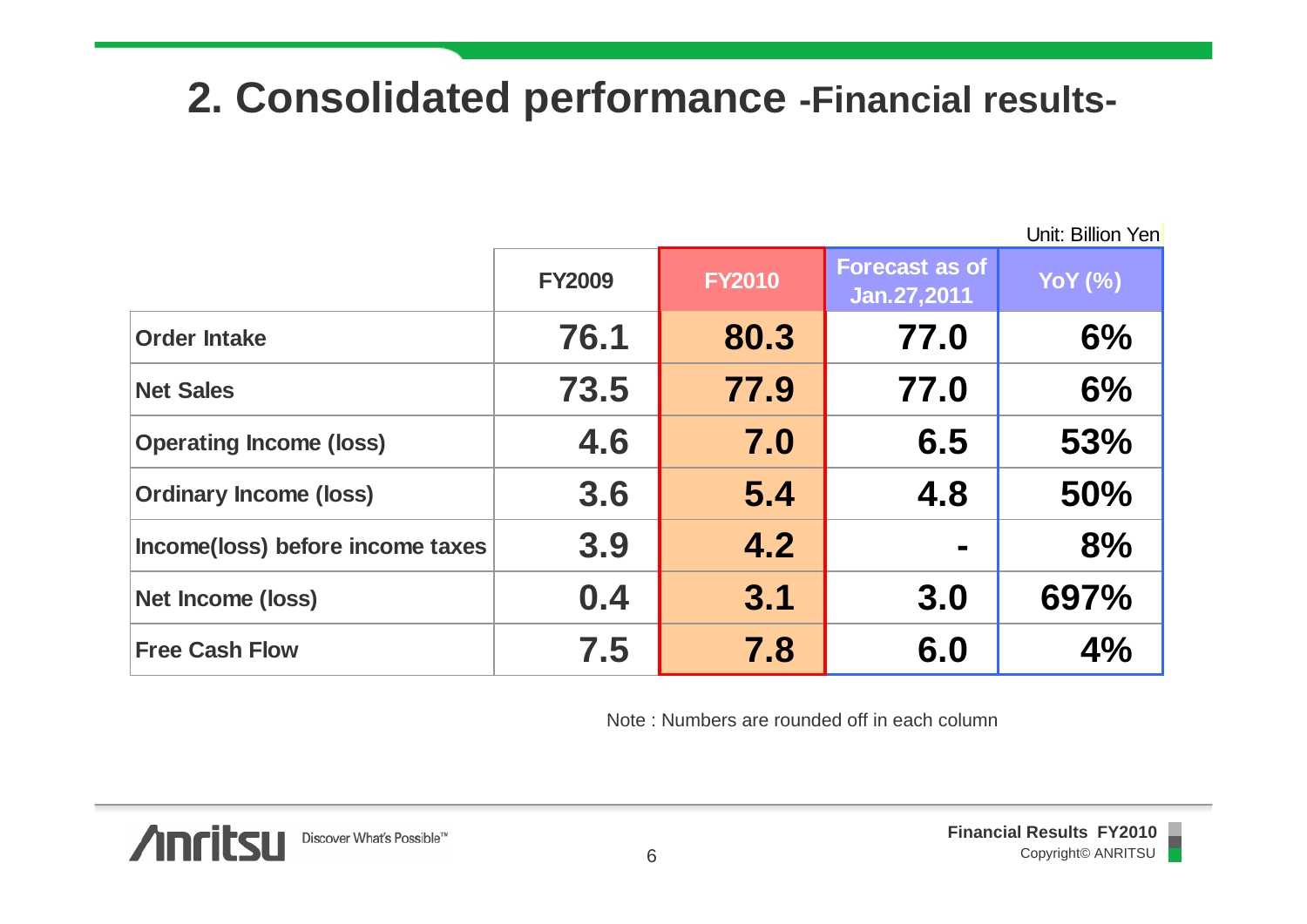## 2. Consolidated performance -Financial results-

Unit: Billion Yen

| | FY2009 | FY2010 | Forecast as of Jan.27,2011 | YoY (%) |
|---|---|---|---|---|
| Order Intake | 76.1 | 80.3 | 77.0 | 6% |
| Net Sales | 73.5 | 77.9 | 77.0 | 6% |
| Operating Income (loss) | 4.6 | 7.0 | 6.5 | 53% |
| Ordinary Income (loss) | 3.6 | 5.4 | 4.8 | 50% |
| Income(loss) before income taxes | 3.9 | 4.2 | - | 8% |
| Net Income (loss) | 0.4 | 3.1 | 3.0 | 697% |
| Free Cash Flow | 7.5 | 7.8 | 6.0 | 4% |

Note : Numbers are rounded off in each column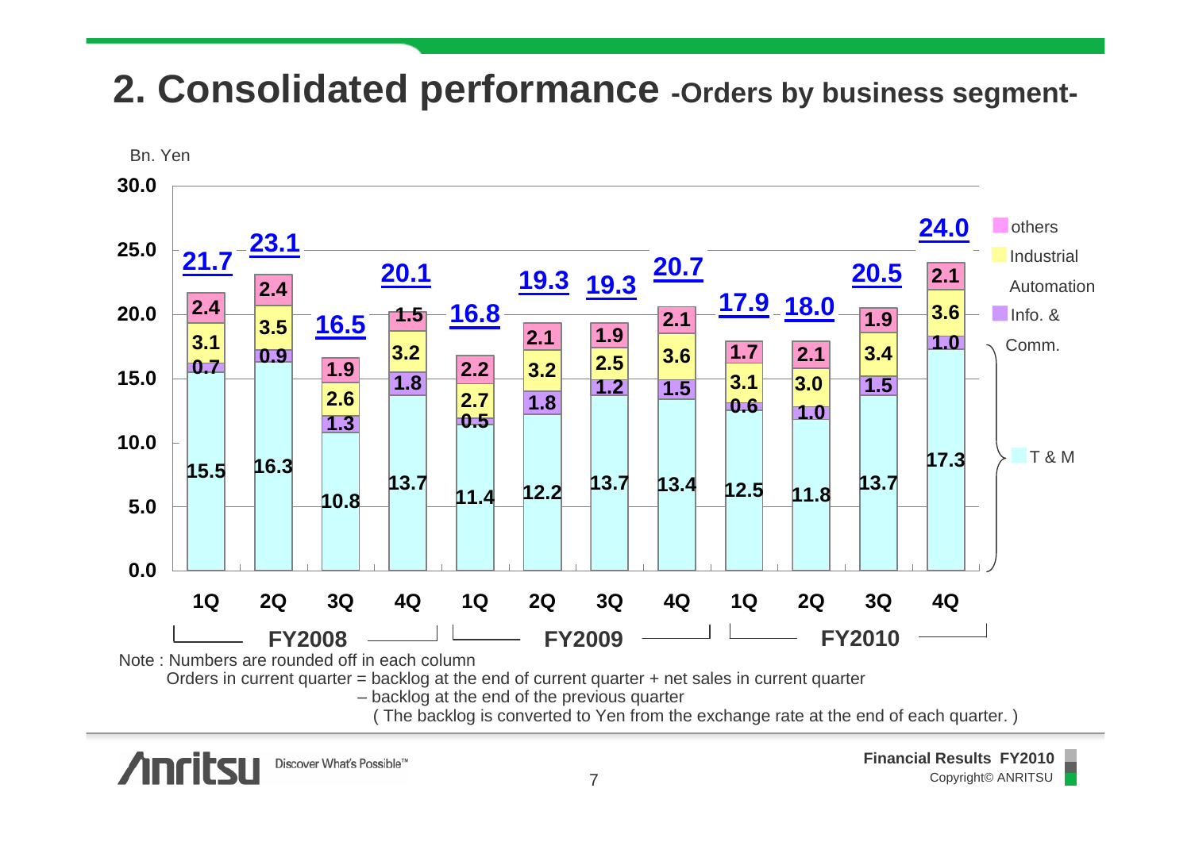# 2. Consolidated performance -Orders by business segment-

Bn. Yen

| | FY2008 1Q | FY2008 2Q | FY2008 3Q | FY2008 4Q | FY2009 1Q | FY2009 2Q | FY2009 3Q | FY2009 4Q | FY2010 1Q | FY2010 2Q | FY2010 3Q | FY2010 4Q |
|---|---|---|---|---|---|---|---|---|---|---|---|---|
| others | 2.4 | 2.4 | 1.9 | 1.5 | 2.2 | 2.1 | 1.9 | 2.1 | 1.7 | 2.1 | 1.9 | 2.1 |
| Industrial Automation | 3.1 | 3.5 | 2.6 | 3.2 | 2.7 | 3.2 | 2.5 | 3.6 | 3.1 | 3.0 | 3.4 | 3.6 |
| Info. & Comm. | 0.7 | 0.9 | 1.3 | 1.8 | 0.5 | 1.8 | 1.2 | 1.5 | 0.6 | 1.0 | 1.5 | 1.0 |
| T & M | 15.5 | 16.3 | 10.8 | 13.7 | 11.4 | 12.2 | 13.7 | 13.4 | 12.5 | 11.8 | 13.7 | 17.3 |
| Total | 21.7 | 23.1 | 16.5 | 20.1 | 16.8 | 19.3 | 19.3 | 20.7 | 17.9 | 18.0 | 20.5 | 24.0 |

Note : Numbers are rounded off in each column

Orders in current quarter = backlog at the end of current quarter + net sales in current quarter – backlog at the end of the previous quarter

( The backlog is converted to Yen from the exchange rate at the end of each quarter. )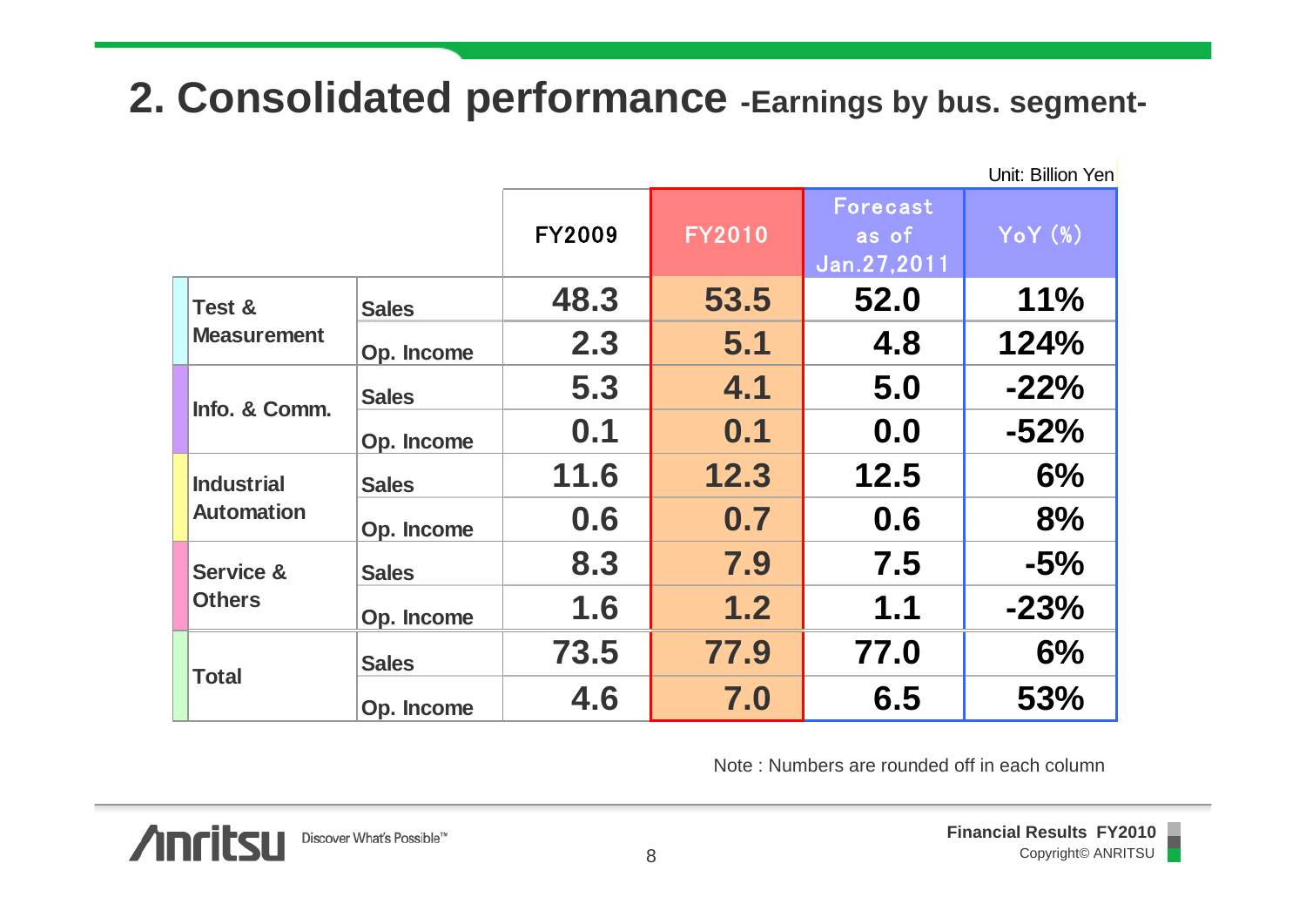# 2. Consolidated performance -Earnings by bus. segment-

Unit: Billion Yen

| | | FY2009 | FY2010 | Forecast as of Jan.27,2011 | YoY (%) |
|---|---|---|---|---|---|
| Test & Measurement | Sales | 48.3 | 53.5 | 52.0 | 11% |
| | Op. Income | 2.3 | 5.1 | 4.8 | 124% |
| Info. & Comm. | Sales | 5.3 | 4.1 | 5.0 | -22% |
| | Op. Income | 0.1 | 0.1 | 0.0 | -52% |
| Industrial Automation | Sales | 11.6 | 12.3 | 12.5 | 6% |
| | Op. Income | 0.6 | 0.7 | 0.6 | 8% |
| Service & Others | Sales | 8.3 | 7.9 | 7.5 | -5% |
| | Op. Income | 1.6 | 1.2 | 1.1 | -23% |
| Total | Sales | 73.5 | 77.9 | 77.0 | 6% |
| | Op. Income | 4.6 | 7.0 | 6.5 | 53% |

Note : Numbers are rounded off in each column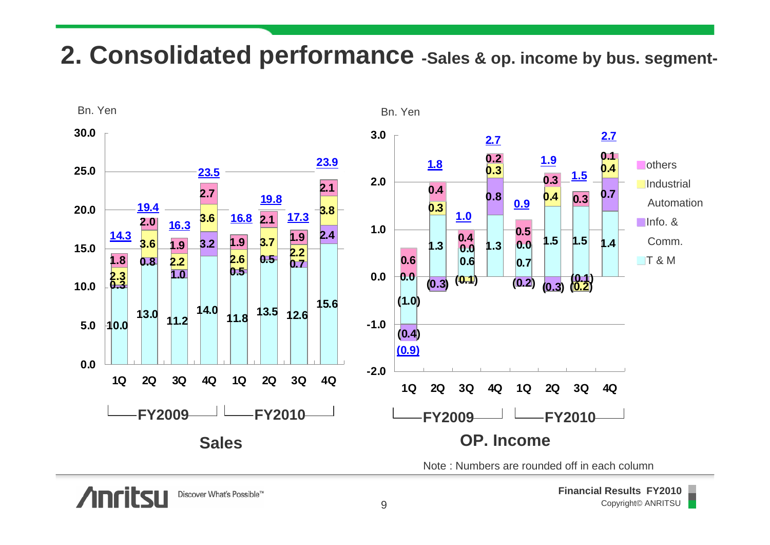# 2. Consolidated performance -Sales & op. income by bus. segment-

### Sales (Bn. Yen)

| | FY2009 1Q | FY2009 2Q | FY2009 3Q | FY2009 4Q | FY2010 1Q | FY2010 2Q | FY2010 3Q | FY2010 4Q |
|---|---|---|---|---|---|---|---|---|
| Total | 14.3 | 19.4 | 16.3 | 23.5 | 16.8 | 19.8 | 17.3 | 23.9 |
| others | 1.8 | 2.0 | 1.9 | 2.7 | 1.9 | 2.1 | 1.9 | 2.1 |
| Industrial Automation | 2.3 | 3.6 | 2.2 | 3.6 | 2.6 | 3.7 | 2.2 | 3.8 |
| Info. & Comm. | 0.3 | 0.8 | 1.0 | 3.2 | 0.5 | 0.5 | 0.7 | 2.4 |
| T & M | 10.0 | 13.0 | 11.2 | 14.0 | 11.8 | 13.5 | 12.6 | 15.6 |

### OP. Income (Bn. Yen)

| | FY2009 1Q | FY2009 2Q | FY2009 3Q | FY2009 4Q | FY2010 1Q | FY2010 2Q | FY2010 3Q | FY2010 4Q |
|---|---|---|---|---|---|---|---|---|
| Total | (0.9) | 1.8 | 1.0 | 2.7 | 0.9 | 1.9 | 1.5 | 2.7 |
| others | 0.6 | 0.4 | 0.4 | 0.2 | 0.5 | 0.3 | 0.3 | 0.1 |
| Industrial Automation | 0.0 | 0.3 | 0.0 | 0.3 | 0.0 | 0.4 | (0.2) | 0.4 |
| Info. & Comm. | (0.4) | (0.3) | (0.1) | 0.8 | (0.2) | (0.3) | (0.1) | 0.7 |
| T & M | (1.0) | 1.3 | 0.6 | 1.3 | 0.7 | 1.5 | 1.5 | 1.4 |

Note : Numbers are rounded off in each column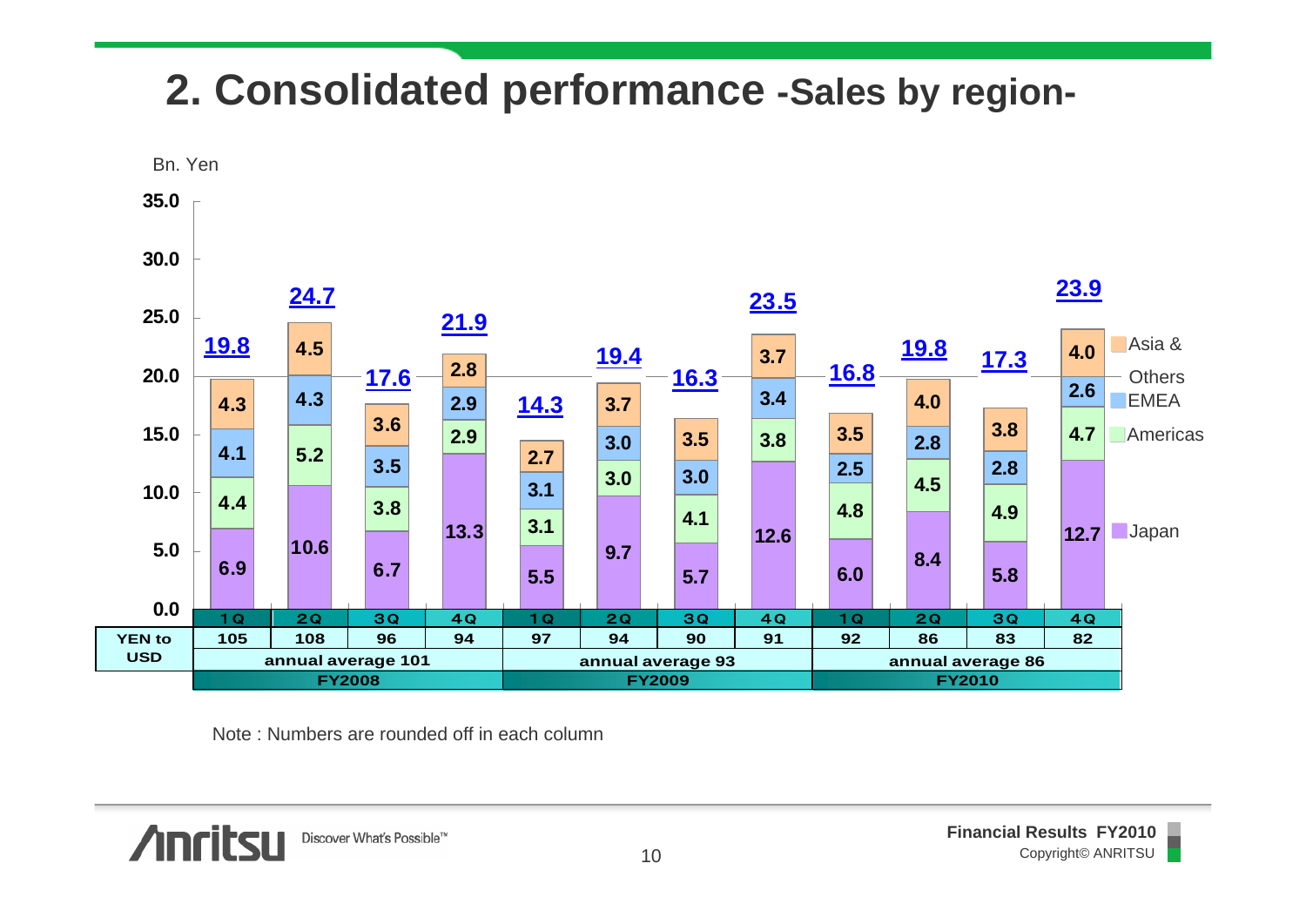# 2. Consolidated performance -Sales by region-

Bn. Yen

| | FY2008 1Q | FY2008 2Q | FY2008 3Q | FY2008 4Q | FY2009 1Q | FY2009 2Q | FY2009 3Q | FY2009 4Q | FY2010 1Q | FY2010 2Q | FY2010 3Q | FY2010 4Q |
|---|---|---|---|---|---|---|---|---|---|---|---|---|
| Asia & Others | 4.3 | 4.5 | 3.6 | 2.8 | 2.7 | 3.7 | 3.5 | 3.7 | 3.5 | 4.0 | 3.8 | 4.0 |
| EMEA | 4.1 | 4.3 | 3.5 | 2.9 | 3.1 | 3.0 | 3.0 | 3.4 | 2.5 | 2.8 | 2.8 | 2.6 |
| Americas | 4.4 | 5.2 | 3.8 | 2.9 | 3.1 | 3.0 | 4.1 | 3.8 | 4.8 | 4.5 | 4.9 | 4.7 |
| Japan | 6.9 | 10.6 | 6.7 | 13.3 | 5.5 | 9.7 | 5.7 | 12.6 | 6.0 | 8.4 | 5.8 | 12.7 |
| Total | 19.8 | 24.7 | 17.6 | 21.9 | 14.3 | 19.4 | 16.3 | 23.5 | 16.8 | 19.8 | 17.3 | 23.9 |
| YEN to USD | 105 | 108 | 96 | 94 | 97 | 94 | 90 | 91 | 92 | 86 | 83 | 82 |
| | annual average 101 | | | | annual average 93 | | | | annual average 86 | | | |

Note : Numbers are rounded off in each column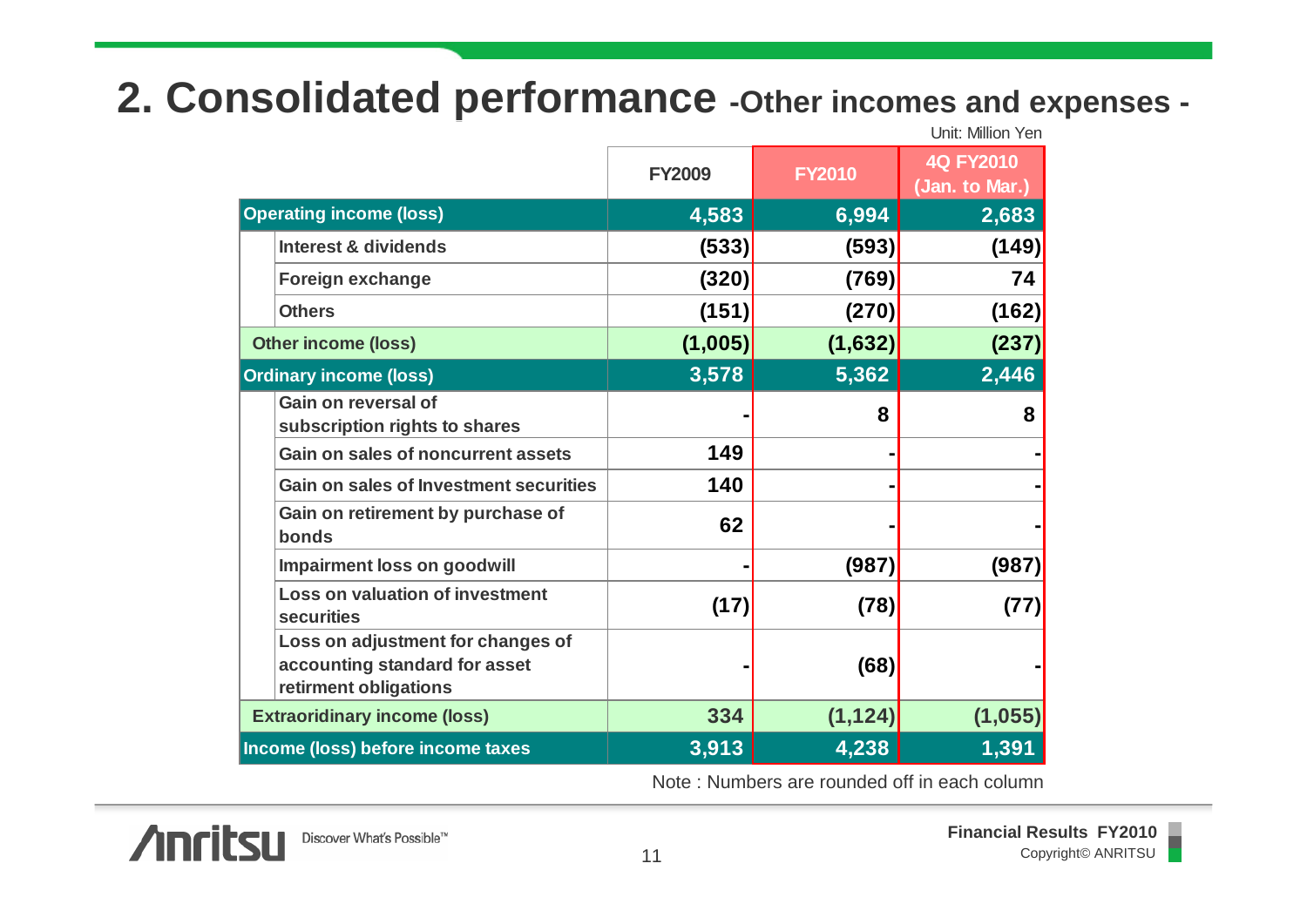# 2. Consolidated performance -Other incomes and expenses -

Unit: Million Yen

| | FY2009 | FY2010 | 4Q FY2010 (Jan. to Mar.) |
|---|---|---|---|
| **Operating income (loss)** | **4,583** | **6,994** | **2,683** |
| Interest & dividends | (533) | (593) | (149) |
| Foreign exchange | (320) | (769) | 74 |
| Others | (151) | (270) | (162) |
| **Other income (loss)** | **(1,005)** | **(1,632)** | **(237)** |
| **Ordinary income (loss)** | **3,578** | **5,362** | **2,446** |
| Gain on reversal of subscription rights to shares | - | 8 | 8 |
| Gain on sales of noncurrent assets | 149 | - | - |
| Gain on sales of Investment securities | 140 | - | - |
| Gain on retirement by purchase of bonds | 62 | - | - |
| Impairment loss on goodwill | - | (987) | (987) |
| Loss on valuation of investment securities | (17) | (78) | (77) |
| Loss on adjustment for changes of accounting standard for asset retirment obligations | - | (68) | - |
| **Extraoridinary income (loss)** | **334** | **(1,124)** | **(1,055)** |
| **Income (loss) before income taxes** | **3,913** | **4,238** | **1,391** |

Note : Numbers are rounded off in each column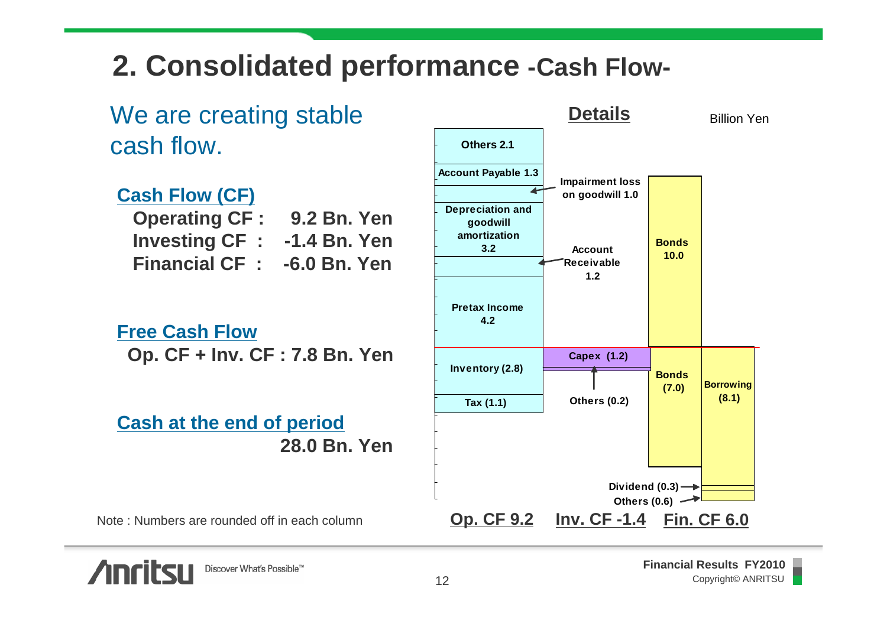# 2. Consolidated performance -Cash Flow-

We are creating stable cash flow.

**Cash Flow (CF)**

**Operating CF : 9.2 Bn. Yen**
**Investing CF : -1.4 Bn. Yen**
**Financial CF : -6.0 Bn. Yen**

**Free Cash Flow**

**Op. CF + Inv. CF : 7.8 Bn. Yen**

**Cash at the end of period**

**28.0 Bn. Yen**

Note : Numbers are rounded off in each column

**Details**

Billion Yen

| Op. CF 9.2 | Inv. CF -1.4 | Fin. CF 6.0 |
|---|---|---|
| Others 2.1 | Capex (1.2) | Bonds 10.0 |
| Account Payable 1.3 | Others (0.2) | Bonds (7.0) |
| Impairment loss on goodwill 1.0 | | Borrowing (8.1) |
| Depreciation and goodwill amortization 3.2 | | Dividend (0.3) |
| Account Receivable 1.2 | | Others (0.6) |
| Pretax Income 4.2 | | |
| Inventory (2.8) | | |
| Tax (1.1) | | |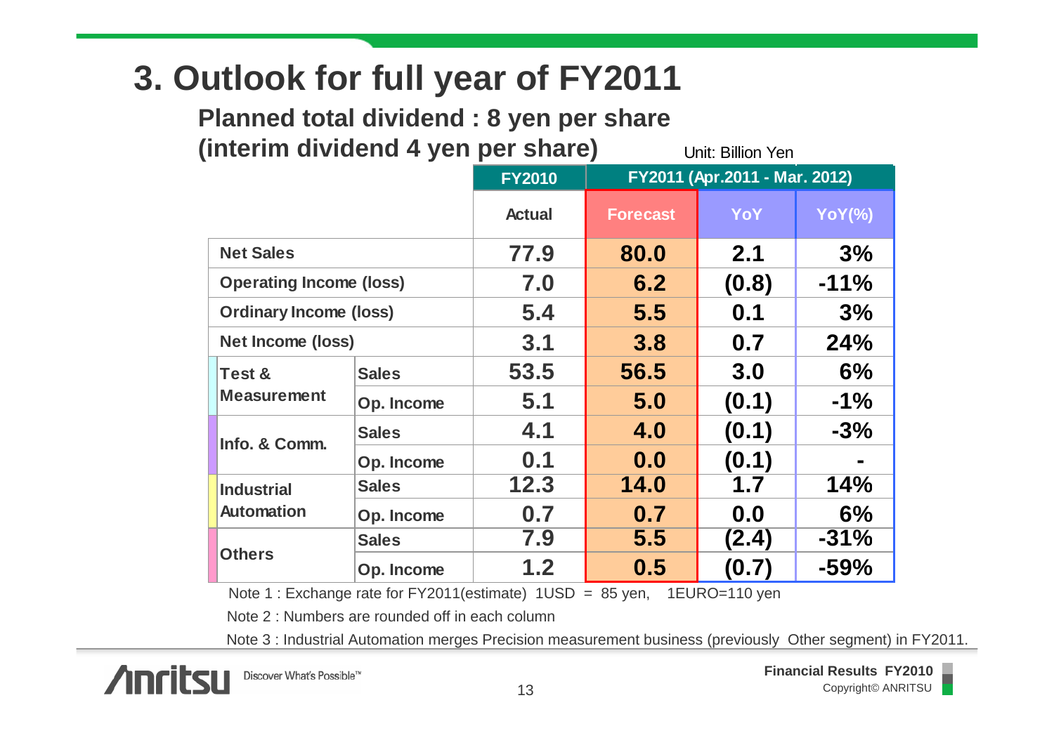# 3. Outlook for full year of FY2011

**Planned total dividend : 8 yen per share**
**(interim dividend 4 yen per share)**

Unit: Billion Yen

| | | FY2010 | FY2011 (Apr.2011 - Mar. 2012) | | |
|---|---|---|---|---|---|
| | | Actual | Forecast | YoY | YoY(%) |
| Net Sales | | 77.9 | 80.0 | 2.1 | 3% |
| Operating Income (loss) | | 7.0 | 6.2 | (0.8) | -11% |
| Ordinary Income (loss) | | 5.4 | 5.5 | 0.1 | 3% |
| Net Income (loss) | | 3.1 | 3.8 | 0.7 | 24% |
| Test & Measurement | Sales | 53.5 | 56.5 | 3.0 | 6% |
| | Op. Income | 5.1 | 5.0 | (0.1) | -1% |
| Info. & Comm. | Sales | 4.1 | 4.0 | (0.1) | -3% |
| | Op. Income | 0.1 | 0.0 | (0.1) | - |
| Industrial Automation | Sales | 12.3 | 14.0 | 1.7 | 14% |
| | Op. Income | 0.7 | 0.7 | 0.0 | 6% |
| Others | Sales | 7.9 | 5.5 | (2.4) | -31% |
| | Op. Income | 1.2 | 0.5 | (0.7) | -59% |

Note 1 : Exchange rate for FY2011(estimate) 1USD = 85 yen, 1EURO=110 yen

Note 2 : Numbers are rounded off in each column

Note 3 : Industrial Automation merges Precision measurement business (previously Other segment) in FY2011.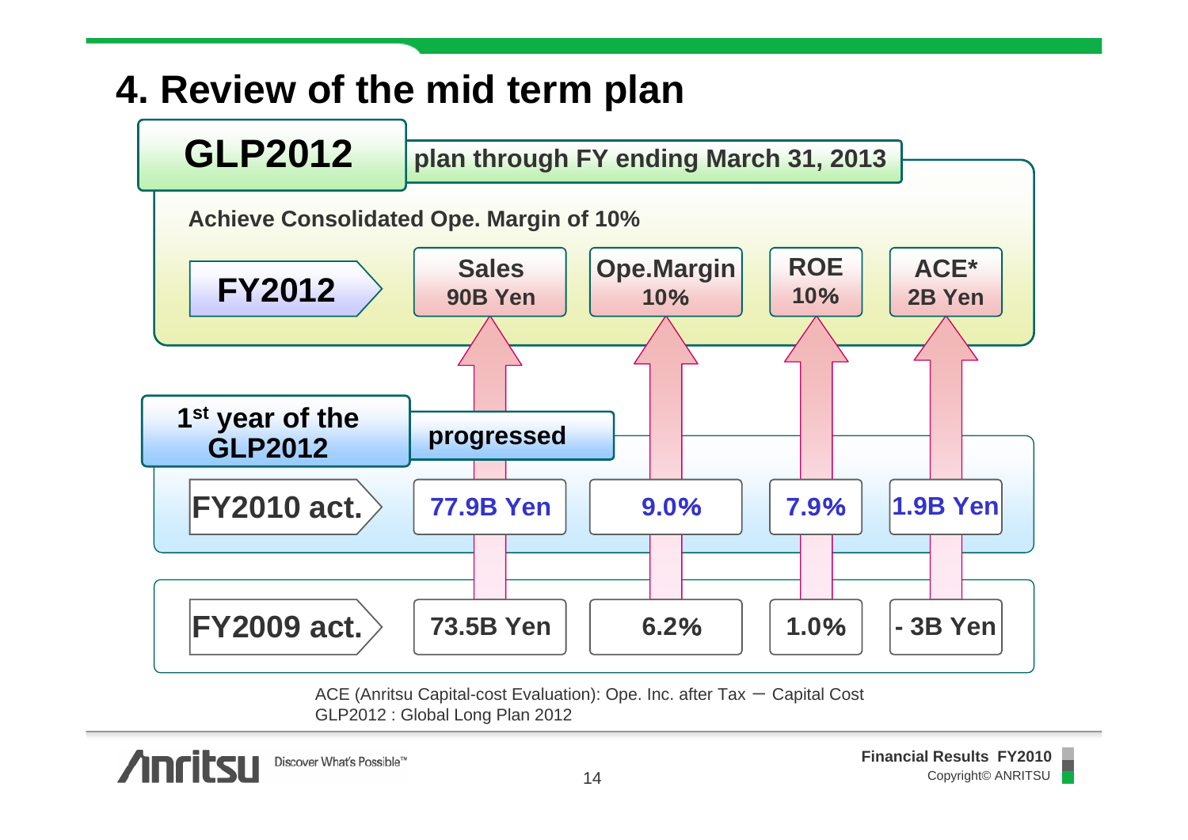# 4. Review of the mid term plan

## GLP2012

**plan through FY ending March 31, 2013**

**Achieve Consolidated Ope. Margin of 10%**

**1st year of the GLP2012: progressed**

| | Sales | Ope.Margin | ROE | ACE* |
|---|---|---|---|---|
| FY2012 | 90B Yen | 10% | 10% | 2B Yen |
| FY2010 act. | 77.9B Yen | 9.0% | 7.9% | 1.9B Yen |
| FY2009 act. | 73.5B Yen | 6.2% | 1.0% | - 3B Yen |

ACE (Anritsu Capital-cost Evaluation): Ope. Inc. after Tax − Capital Cost
GLP2012 : Global Long Plan 2012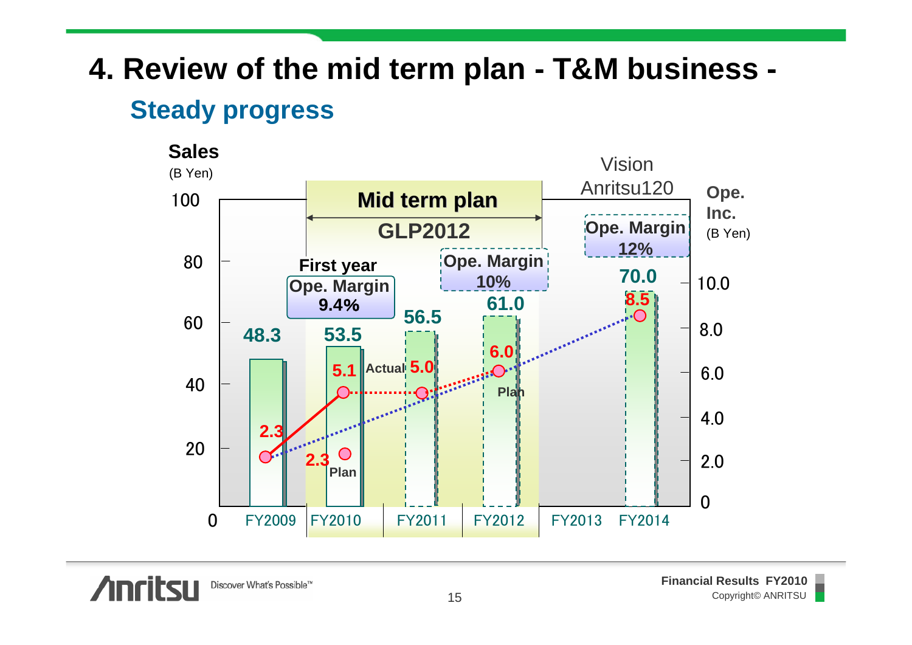# 4. Review of the mid term plan - T&M business -

## Steady progress

**Sales** (B Yen)

**Ope. Inc.** (B Yen)

**Mid term plan** — **GLP2012**

**Vision Anritsu120**

| | FY2009 | FY2010 | FY2011 | FY2012 | FY2013 | FY2014 |
|---|---|---|---|---|---|---|
| Sales (B Yen) | 48.3 | 53.5 | 56.5 | 61.0 | | 70.0 |
| Ope. Inc. Actual (B Yen) | 2.3 | 5.1 | 5.0 | 6.0 | | |
| Ope. Inc. Plan (B Yen) | 2.3 | 2.3 | | | | 8.5 |

**First year Ope. Margin 9.4%**

**Ope. Margin 10%** (FY2012)

**Ope. Margin 12%** (FY2014)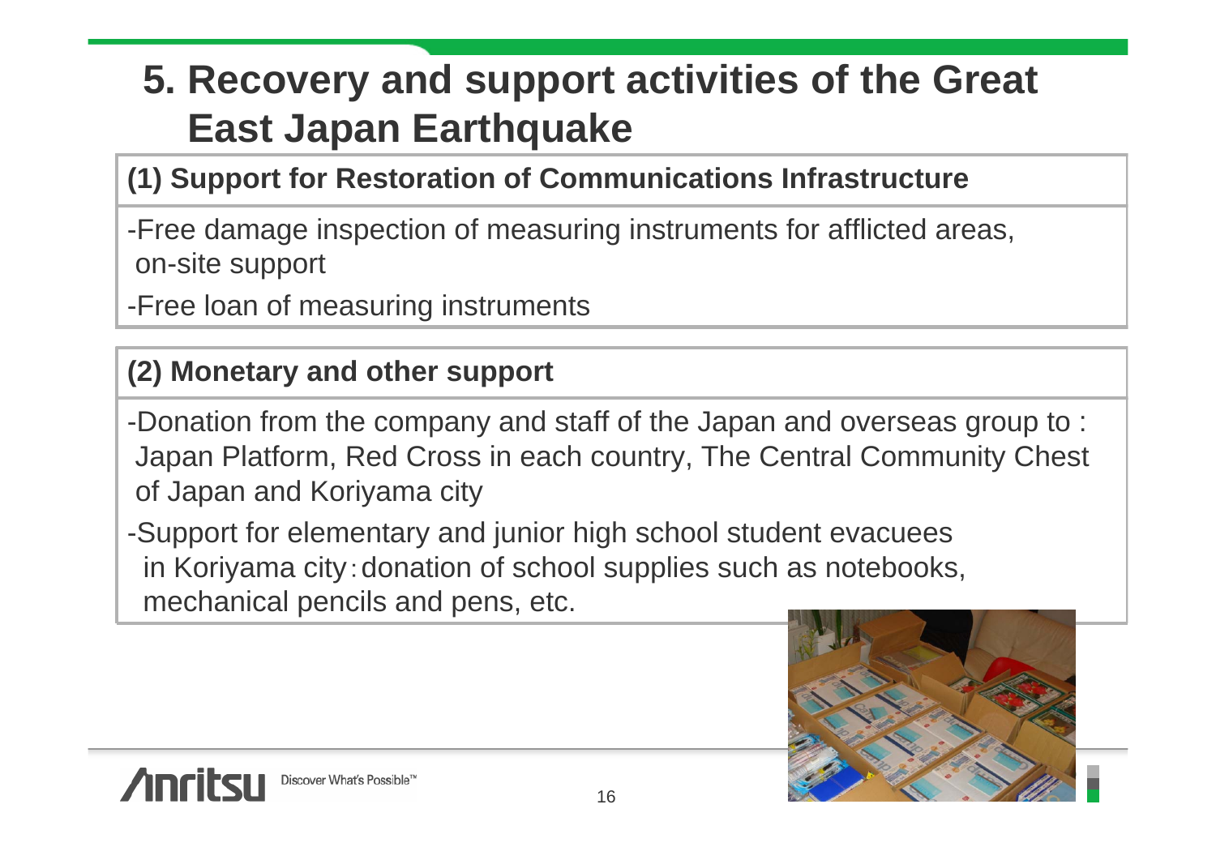# 5. Recovery and support activities of the Great East Japan Earthquake

## (1) Support for Restoration of Communications Infrastructure

- Free damage inspection of measuring instruments for afflicted areas, on-site support
- Free loan of measuring instruments

## (2) Monetary and other support

- Donation from the company and staff of the Japan and overseas group to : Japan Platform, Red Cross in each country, The Central Community Chest of Japan and Koriyama city
- Support for elementary and junior high school student evacuees in Koriyama city：donation of school supplies such as notebooks, mechanical pencils and pens, etc.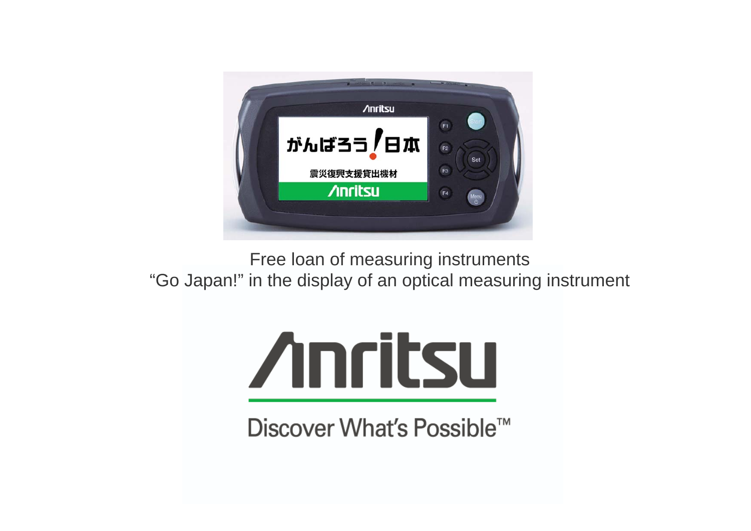Free loan of measuring instruments
“Go Japan!” in the display of an optical measuring instrument

Anritsu

Discover What’s Possible™